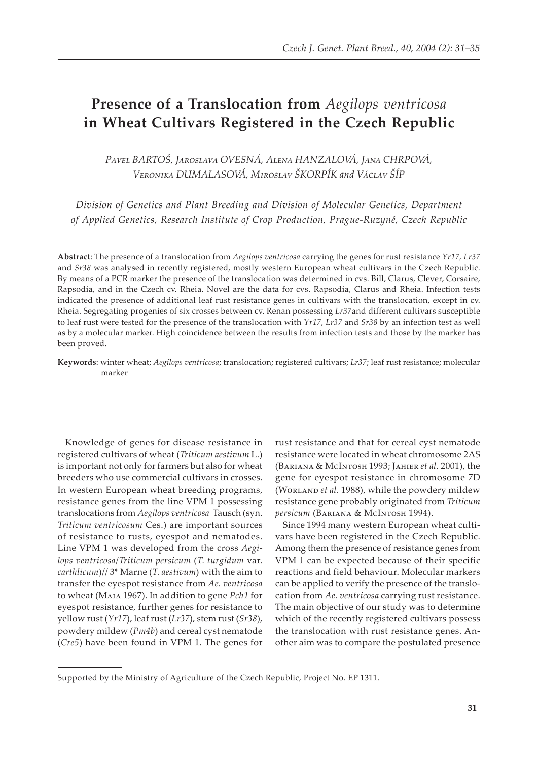# Presence of a Translocation from *Aegilops ventricosa* in Wheat Cultivars Registered in the Czech Republic

*Pavel BARTOŠ, Jaroslava OVESNÁ, Alena HANZALOVÁ, Jana CHRPOVÁ, Veronika DUMALASOVÁ, Miroslav ŠKORPÍK and Václav ŠÍP*

*Division of Genetics and Plant Breeding and Division of Molecular Genetics, Department of Applied Genetics, Research Institute of Crop Production, Prague-Ruzyně, Czech Republic*

**Abstract**: The presence of a translocation from *Aegilops ventricosa* carrying the genes for rust resistance *Yr17, Lr37* and *Sr38* was analysed in recently registered, mostly western European wheat cultivars in the Czech Republic. By means of a PCR marker the presence of the translocation was determined in cvs. Bill, Clarus, Clever, Corsaire, Rapsodia, and in the Czech cv. Rheia. Novel are the data for cvs. Rapsodia, Clarus and Rheia. Infection tests indicated the presence of additional leaf rust resistance genes in cultivars with the translocation, except in cv. Rheia. Segregating progenies of six crosses between cv. Renan possessing *Lr37*and different cultivars susceptible to leaf rust were tested for the presence of the translocation with *Yr17*, *Lr37* and *Sr38* by an infection test as well as by a molecular marker. High coincidence between the results from infection tests and those by the marker has been proved.

**Keywords**: winter wheat; *Aegilops ventricosa*; translocation; registered cultivars; *Lr37*; leaf rust resistance; molecular marker

Knowledge of genes for disease resistance in registered cultivars of wheat (*Triticum aestivum* L.) is important not only for farmers but also for wheat breeders who use commercial cultivars in crosses. In western European wheat breeding programs, resistance genes from the line VPM 1 possessing translocations from *Aegilops ventricosa* Tausch (syn. *Triticum ventricosum* Ces.) are important sources of resistance to rusts, eyespot and nematodes. Line VPM 1 was developed from the cross *Aegilops ventricosa*/*Triticum persicum* (*T. turgidum* var. *carthlicum*)// 3* Marne (*T. aestivum*) with the aim to transfer the eyespot resistance from *Ae. ventricosa* to wheat (Maia 1967). In addition to gene *Pch1* for eyespot resistance, further genes for resistance to yellow rust (*Yr17*), leaf rust (*Lr37*), stem rust (*Sr38*), powdery mildew (*Pm4b*) and cereal cyst nematode (*Cre5*) have been found in VPM 1. The genes for rust resistance and that for cereal cyst nematode resistance were located in wheat chromosome 2AS (Bariana & McIntosh 1993; Jahier *et al*. 2001), the gene for eyespot resistance in chromosome 7D (Worland *et al*. 1988), while the powdery mildew resistance gene probably originated from *Triticum persicum* (Bariana & McIntosh 1994).

Since 1994 many western European wheat cultivars have been registered in the Czech Republic. Among them the presence of resistance genes from VPM 1 can be expected because of their specific reactions and field behaviour. Molecular markers can be applied to verify the presence of the translocation from *Ae. ventricosa* carrying rust resistance. The main objective of our study was to determine which of the recently registered cultivars possess the translocation with rust resistance genes. Another aim was to compare the postulated presence

Supported by the Ministry of Agriculture of the Czech Republic, Project No. EP 1311.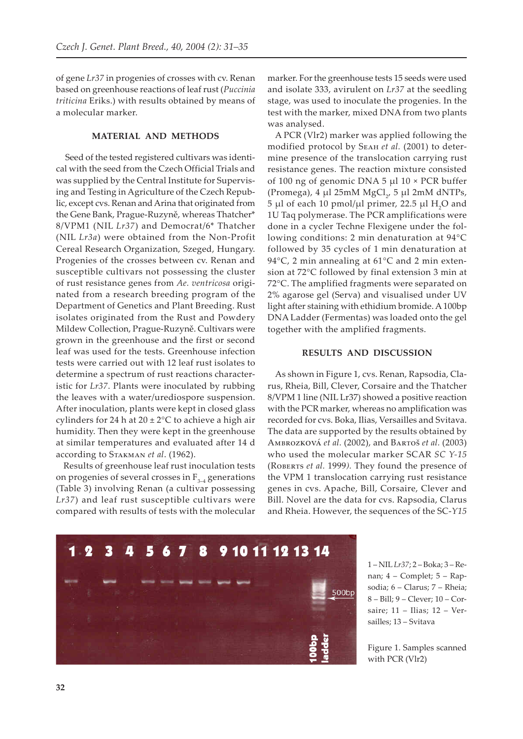of gene *Lr37* in progenies of crosses with cv. Renan based on greenhouse reactions of leaf rust (*Puccinia triticina* Eriks.) with results obtained by means of a molecular marker.

## MATERIAL AND METHODS

Seed of the tested registered cultivars was identical with the seed from the Czech Official Trials and was supplied by the Central Institute for Supervising and Testing in Agriculture of the Czech Republic, except cvs. Renan and Arina that originated from the Gene Bank, Prague-Ruzyně, whereas Thatcher* 8/VPM1 (NIL *Lr37*) and Democrat/6* Thatcher (NIL *Lr3a*) were obtained from the Non-Profit Cereal Research Organization, Szeged, Hungary. Progenies of the crosses between cv. Renan and susceptible cultivars not possessing the cluster of rust resistance genes from *Ae. ventricosa* originated from a research breeding program of the Department of Genetics and Plant Breeding. Rust isolates originated from the Rust and Powdery Mildew Collection, Prague-Ruzyně. Cultivars were grown in the greenhouse and the first or second leaf was used for the tests. Greenhouse infection tests were carried out with 12 leaf rust isolates to determine a spectrum of rust reactions characteristic for *Lr37*. Plants were inoculated by rubbing the leaves with a water/urediospore suspension. After inoculation, plants were kept in closed glass cylinders for 24 h at 20 ± 2°C to achieve a high air humidity. Then they were kept in the greenhouse at similar temperatures and evaluated after 14 d according to Stakman *et al*. (1962).

Results of greenhouse leaf rust inoculation tests on progenies of several crosses in $F_{3-4}$ generations (Table 3) involving Renan (a cultivar possessing *Lr37*) and leaf rust susceptible cultivars were compared with results of tests with the molecular marker. For the greenhouse tests 15 seeds were used and isolate 333, avirulent on *Lr37* at the seedling stage, was used to inoculate the progenies. In the test with the marker, mixed DNA from two plants was analysed.

A PCR (Vlr2) marker was applied following the modified protocol by Seah *et al.* (2001) to determine presence of the translocation carrying rust resistance genes. The reaction mixture consisted of 100 ng of genomic DNA 5 μl 10 × PCR buffer (Promega), 4 μl 25mM $MgCl_2$, 5 μl 2mM dNTPs, 5 μl of each 10 pmol/μl primer, 22.5 μl $H_2O$ and 1U Taq polymerase. The PCR amplifications were done in a cycler Techne Flexigene under the following conditions: 2 min denaturation at 94°C followed by 35 cycles of 1 min denaturation at 94°C, 2 min annealing at 61°C and 2 min extension at 72°C followed by final extension 3 min at 72°C. The amplified fragments were separated on 2% agarose gel (Serva) and visualised under UV light after staining with ethidium bromide. A 100bp DNA Ladder (Fermentas) was loaded onto the gel together with the amplified fragments.

## RESULTS AND DISCUSSION

As shown in Figure 1, cvs. Renan, Rapsodia, Clarus, Rheia, Bill, Clever, Corsaire and the Thatcher 8/VPM 1 line (NIL Lr37) showed a positive reaction with the PCR marker, whereas no amplification was recorded for cvs. Boka, Ilias, Versailles and Svitava. The data are supported by the results obtained by Ambrozková *et al.* (2002), and Bartoš *et al.* (2003) who used the molecular marker SCAR *SC Y-15* (Roberts *et al.* 1999*).* They found the presence of the VPM 1 translocation carrying rust resistance genes in cvs. Apache, Bill, Corsaire, Clever and Bill. Novel are the data for cvs. Rapsodia, Clarus and Rheia. However, the sequences of the SC-*Y15*

1 2 3 4 5 6 7 8 9 10 11 12 13 14

500bp

100bp ladder

1 – NIL *Lr37*; 2 – Boka; 3 – Renan; 4 – Complet; 5 – Rapsodia; 6 – Clarus; 7 – Rheia; 8 – Bill; 9 – Clever; 10 – Corsaire; 11 – Ilias; 12 – Versailles; 13 – Svitava

Figure 1. Samples scanned with PCR (Vlr2)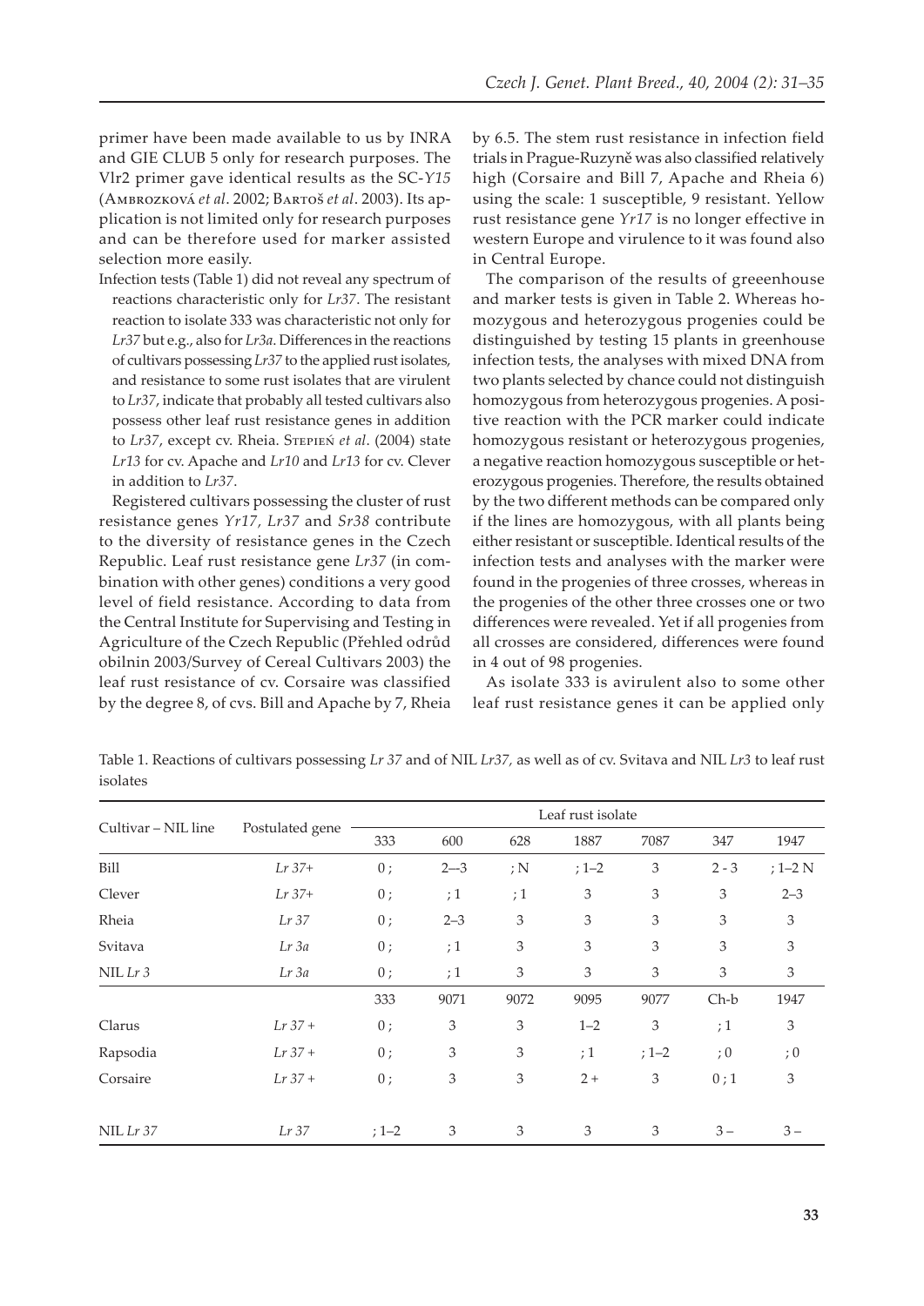primer have been made available to us by INRA and GIE CLUB 5 only for research purposes. The Vlr2 primer gave identical results as the SC-*Y15* (Ambrozková *et al*. 2002; Bartoš *et al*. 2003). Its application is not limited only for research purposes and can be therefore used for marker assisted selection more easily.

Infection tests (Table 1) did not reveal any spectrum of reactions characteristic only for *Lr37*. The resistant reaction to isolate 333 was characteristic not only for *Lr37* but e.g., also for *Lr3a*. Differences in the reactions of cultivars possessing *Lr37* to the applied rust isolates, and resistance to some rust isolates that are virulent to *Lr37*, indicate that probably all tested cultivars also possess other leaf rust resistance genes in addition to *Lr37*, except cv. Rheia. Stepień *et al*. (2004) state *Lr13* for cv. Apache and *Lr10* and *Lr13* for cv. Clever in addition to *Lr37*.

Registered cultivars possessing the cluster of rust resistance genes *Yr17*, *Lr37* and *Sr38* contribute to the diversity of resistance genes in the Czech Republic. Leaf rust resistance gene *Lr37* (in combination with other genes) conditions a very good level of field resistance. According to data from the Central Institute for Supervising and Testing in Agriculture of the Czech Republic (Přehled odrůd obilnin 2003/Survey of Cereal Cultivars 2003) the leaf rust resistance of cv. Corsaire was classified by the degree 8, of cvs. Bill and Apache by 7, Rheia by 6.5. The stem rust resistance in infection field trials in Prague-Ruzyně was also classified relatively high (Corsaire and Bill 7, Apache and Rheia 6) using the scale: 1 susceptible, 9 resistant. Yellow rust resistance gene *Yr17* is no longer effective in western Europe and virulence to it was found also in Central Europe.

The comparison of the results of greeenhouse and marker tests is given in Table 2. Whereas homozygous and heterozygous progenies could be distinguished by testing 15 plants in greenhouse infection tests, the analyses with mixed DNA from two plants selected by chance could not distinguish homozygous from heterozygous progenies. A positive reaction with the PCR marker could indicate homozygous resistant or heterozygous progenies, a negative reaction homozygous susceptible or heterozygous progenies. Therefore, the results obtained by the two different methods can be compared only if the lines are homozygous, with all plants being either resistant or susceptible. Identical results of the infection tests and analyses with the marker were found in the progenies of three crosses, whereas in the progenies of the other three crosses one or two differences were revealed. Yet if all progenies from all crosses are considered, differences were found in 4 out of 98 progenies.

As isolate 333 is avirulent also to some other leaf rust resistance genes it can be applied only

Table 1. Reactions of cultivars possessing *Lr 37* and of NIL *Lr37*, as well as of cv. Svitava and NIL *Lr3* to leaf rust isolates

| Cultivar – NIL line | Postulated gene | Leaf rust isolate | | | | | | |
|---|---|---|---|---|---|---|---|---|
| | | 333 | 600 | 628 | 1887 | 7087 | 347 | 1947 |
| Bill | *Lr 37+* | 0 ; | 2—3 | ; N | ; 1–2 | 3 | 2 - 3 | ; 1–2 N |
| Clever | *Lr 37+* | 0 ; | ; 1 | ; 1 | 3 | 3 | 3 | 2–3 |
| Rheia | *Lr 37* | 0 ; | 2–3 | 3 | 3 | 3 | 3 | 3 |
| Svitava | *Lr 3a* | 0 ; | ; 1 | 3 | 3 | 3 | 3 | 3 |
| NIL *Lr 3* | *Lr 3a* | 0 ; | ; 1 | 3 | 3 | 3 | 3 | 3 |
| | | 333 | 9071 | 9072 | 9095 | 9077 | Ch-b | 1947 |
| Clarus | *Lr 37 +* | 0 ; | 3 | 3 | 1–2 | 3 | ; 1 | 3 |
| Rapsodia | *Lr 37 +* | 0 ; | 3 | 3 | ; 1 | ; 1–2 | ; 0 | ; 0 |
| Corsaire | *Lr 37 +* | 0 ; | 3 | 3 | 2 + | 3 | 0 ; 1 | 3 |
| NIL *Lr 37* | *Lr 37* | ; 1–2 | 3 | 3 | 3 | 3 | 3 – | 3 – |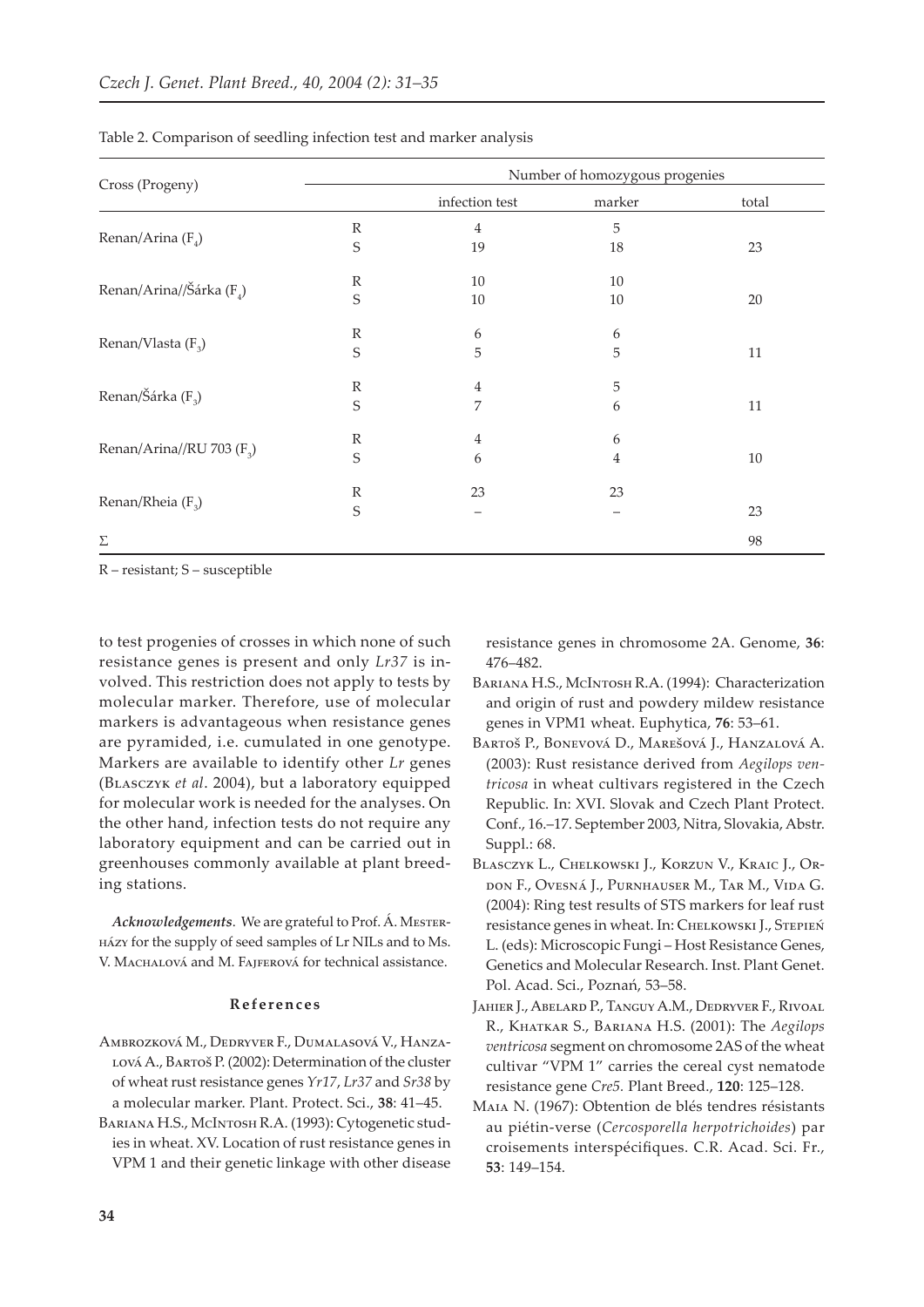Table 2. Comparison of seedling infection test and marker analysis

| Cross (Progeny) | | Number of homozygous progenies | | |
|---|---|---|---|---|
| | | infection test | marker | total |
| Renan/Arina ($F_4$) | R | 4 | 5 | |
| | S | 19 | 18 | 23 |
| Renan/Arina//Šárka ($F_4$) | R | 10 | 10 | |
| | S | 10 | 10 | 20 |
| Renan/Vlasta ($F_3$) | R | 6 | 6 | |
| | S | 5 | 5 | 11 |
| Renan/Šárka ($F_3$) | R | 4 | 5 | |
| | S | 7 | 6 | 11 |
| Renan/Arina//RU 703 ($F_3$) | R | 4 | 6 | |
| | S | 6 | 4 | 10 |
| Renan/Rheia ($F_3$) | R | 23 | 23 | |
| | S | – | – | 23 |
| Σ | | | | 98 |

R – resistant; S – susceptible

to test progenies of crosses in which none of such resistance genes is present and only *Lr37* is involved. This restriction does not apply to tests by molecular marker. Therefore, use of molecular markers is advantageous when resistance genes are pyramided, i.e. cumulated in one genotype. Markers are available to identify other *Lr* genes (Blasczyk *et al*. 2004), but a laboratory equipped for molecular work is needed for the analyses. On the other hand, infection tests do not require any laboratory equipment and can be carried out in greenhouses commonly available at plant breeding stations.

***Acknowledgements***. We are grateful to Prof. Á. Mesterházy for the supply of seed samples of Lr NILs and to Ms. V. Machalová and M. Fajferová for technical assistance.

## References

Ambrozková M., Dedryver F., Dumalasová V., Hanzalová A., Bartoš P. (2002): Determination of the cluster of wheat rust resistance genes *Yr17*, *Lr37* and *Sr38* by a molecular marker. Plant. Protect. Sci., **38**: 41–45.

Bariana H.S., McIntosh R.A. (1993): Cytogenetic studies in wheat. XV. Location of rust resistance genes in VPM 1 and their genetic linkage with other disease resistance genes in chromosome 2A. Genome, **36**: 476–482.

Bariana H.S., McIntosh R.A. (1994): Characterization and origin of rust and powdery mildew resistance genes in VPM1 wheat. Euphytica, **76**: 53–61.

Bartoš P., Bonevová D., Marešová J., Hanzalová A. (2003): Rust resistance derived from *Aegilops ventricosa* in wheat cultivars registered in the Czech Republic. In: XVI. Slovak and Czech Plant Protect. Conf., 16.–17. September 2003, Nitra, Slovakia, Abstr. Suppl.: 68.

Blasczyk L., Chelkowski J., Korzun V., Kraic J., Ordon F., Ovesná J., Purnhauser M., Tar M., Vida G. (2004): Ring test results of STS markers for leaf rust resistance genes in wheat. In: Chelkowski J., Stepień L. (eds): Microscopic Fungi – Host Resistance Genes, Genetics and Molecular Research. Inst. Plant Genet. Pol. Acad. Sci., Poznań, 53–58.

Jahier J., Abelard P., Tanguy A.M., Dedryver F., Rivoal R., Khatkar S., Bariana H.S. (2001): The *Aegilops ventricosa* segment on chromosome 2AS of the wheat cultivar "VPM 1" carries the cereal cyst nematode resistance gene *Cre5*. Plant Breed., **120**: 125–128.

Maia N. (1967): Obtention de blés tendres résistants au piétin-verse (*Cercosporella herpotrichoides*) par croisements interspécifiques. C.R. Acad. Sci. Fr., **53**: 149–154.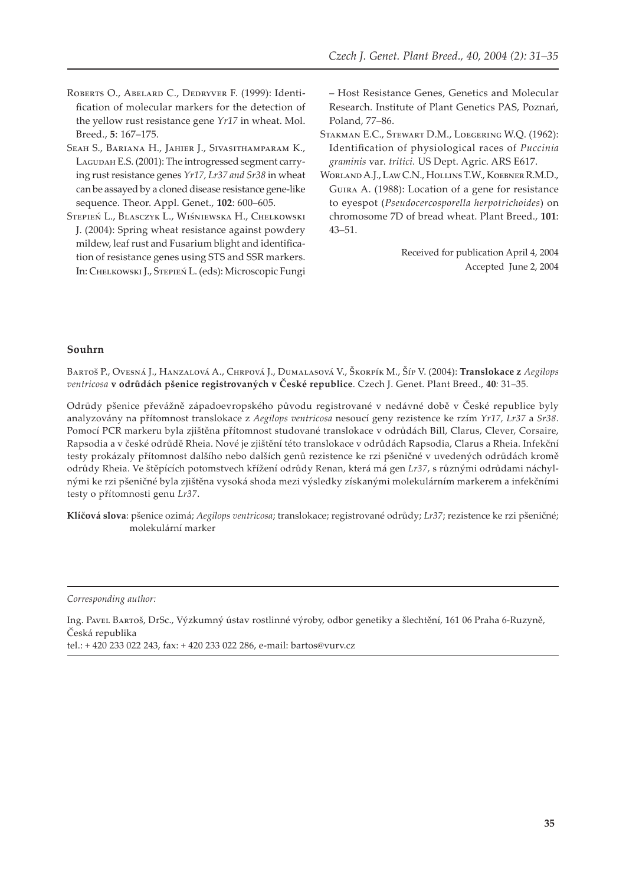Roberts O., Abelard C., Dedryver F. (1999): Identification of molecular markers for the detection of the yellow rust resistance gene *Yr17* in wheat. Mol. Breed., **5**: 167–175.

Seah S., Bariana H., Jahier J., Sivasithamparam K., Lagudah E.S. (2001): The introgressed segment carrying rust resistance genes *Yr17, Lr37 and Sr38* in wheat can be assayed by a cloned disease resistance gene-like sequence. Theor. Appl. Genet., **102**: 600–605.

Stepień L., Blasczyk L., Wiśniewska H., Chelkowski J. (2004): Spring wheat resistance against powdery mildew, leaf rust and Fusarium blight and identification of resistance genes using STS and SSR markers. In: Chelkowski J., Stepień L. (eds): Microscopic Fungi – Host Resistance Genes, Genetics and Molecular Research. Institute of Plant Genetics PAS, Poznań, Poland, 77–86.

Stakman E.C., Stewart D.M., Loegering W.Q. (1962): Identification of physiological races of *Puccinia graminis* var. *tritici.* US Dept. Agric. ARS E617.

Worland A.J., Law C.N., Hollins T.W., Koebner R.M.D., Guira A. (1988): Location of a gene for resistance to eyespot (*Pseudocercosporella herpotrichoides*) on chromosome 7D of bread wheat. Plant Breed., **101**: 43–51.

Received for publication April 4, 2004
Accepted June 2, 2004

## Souhrn

Bartoš P., Ovesná J., Hanzalová A., Chrpová J., Dumalasová V., Škorpík M., Šíp V. (2004): **Translokace z** *Aegilops ventricosa* **v odrůdách pšenice registrovaných v České republice**. Czech J. Genet. Plant Breed., **40**: 31–35.

Odrůdy pšenice převážně západoevropského původu registrované v nedávné době v České republice byly analyzovány na přítomnost translokace z *Aegilops ventricosa* nesoucí geny rezistence ke rzím *Yr17, Lr37* a *Sr38*. Pomocí PCR markeru byla zjištěna přítomnost studované translokace v odrůdách Bill, Clarus, Clever, Corsaire, Rapsodia a v české odrůdě Rheia. Nové je zjištění této translokace v odrůdách Rapsodia, Clarus a Rheia. Infekční testy prokázaly přítomnost dalšího nebo dalších genů rezistence ke rzi pšeničné v uvedených odrůdách kromě odrůdy Rheia. Ve štěpících potomstvech křížení odrůdy Renan, která má gen *Lr37*, s různými odrůdami náchylnými ke rzi pšeničné byla zjištěna vysoká shoda mezi výsledky získanými molekulárním markerem a infekčními testy o přítomnosti genu *Lr37*.

**Klíčová slova**: pšenice ozimá; *Aegilops ventricosa*; translokace; registrované odrůdy; *Lr37*; rezistence ke rzi pšeničné; molekulární marker

---

*Corresponding author:*

Ing. Pavel Bartoš, DrSc., Výzkumný ústav rostlinné výroby, odbor genetiky a šlechtění, 161 06 Praha 6-Ruzyně, Česká republika
tel.: + 420 233 022 243, fax: + 420 233 022 286, e-mail: bartos@vurv.cz